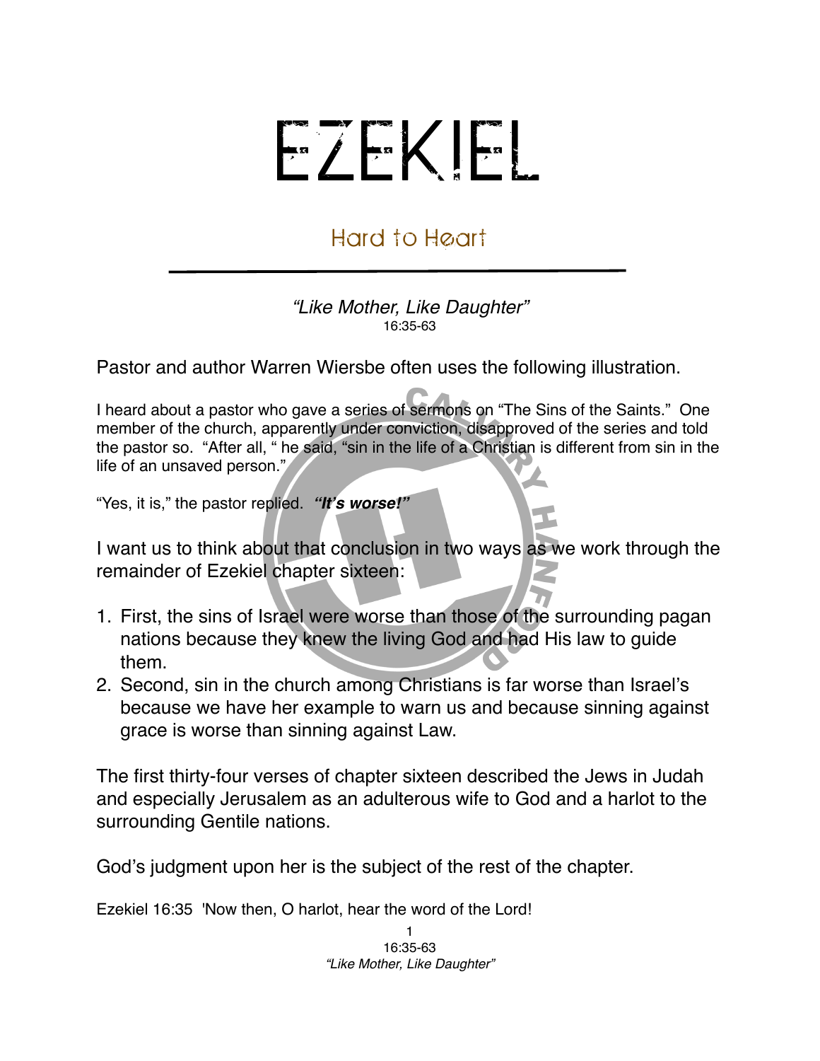# EZEKIEL

## Hard to Heart

*"Like Mother, Like Daughter"*
16:35-63

Pastor and author Warren Wiersbe often uses the following illustration.

I heard about a pastor who gave a series of sermons on "The Sins of the Saints." One member of the church, apparently under conviction, disapproved of the series and told the pastor so. "After all, " he said, "sin in the life of a Christian is different from sin in the life of an unsaved person."

"Yes, it is," the pastor replied. ***"It's worse!"***

I want us to think about that conclusion in two ways as we work through the remainder of Ezekiel chapter sixteen:

1. First, the sins of Israel were worse than those of the surrounding pagan nations because they knew the living God and had His law to guide them.
2. Second, sin in the church among Christians is far worse than Israel's because we have her example to warn us and because sinning against grace is worse than sinning against Law.

The first thirty-four verses of chapter sixteen described the Jews in Judah and especially Jerusalem as an adulterous wife to God and a harlot to the surrounding Gentile nations.

God's judgment upon her is the subject of the rest of the chapter.

Ezekiel 16:35 'Now then, O harlot, hear the word of the Lord!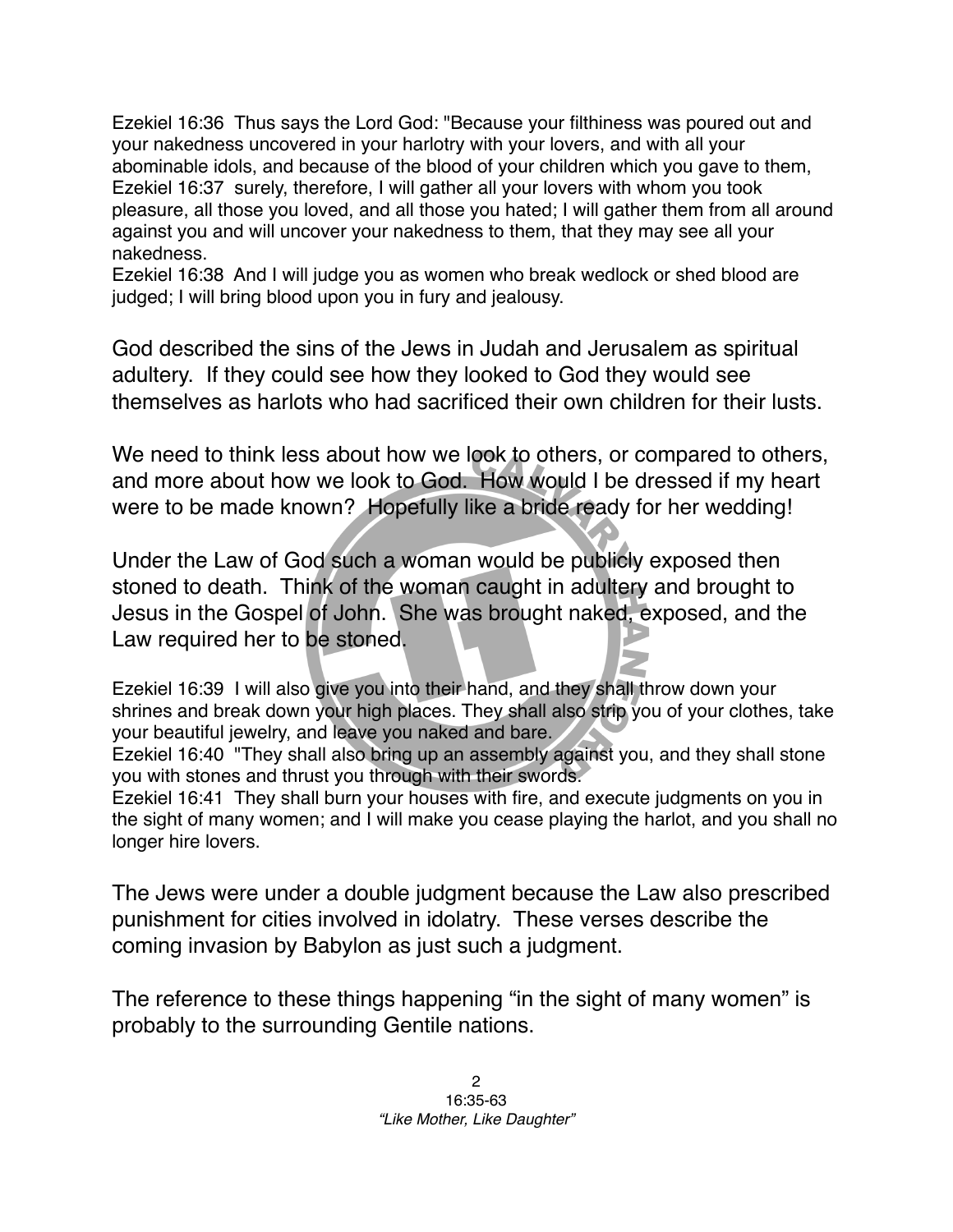Ezekiel 16:36 Thus says the Lord God: "Because your filthiness was poured out and your nakedness uncovered in your harlotry with your lovers, and with all your abominable idols, and because of the blood of your children which you gave to them,
Ezekiel 16:37 surely, therefore, I will gather all your lovers with whom you took pleasure, all those you loved, and all those you hated; I will gather them from all around against you and will uncover your nakedness to them, that they may see all your nakedness.
Ezekiel 16:38 And I will judge you as women who break wedlock or shed blood are judged; I will bring blood upon you in fury and jealousy.

God described the sins of the Jews in Judah and Jerusalem as spiritual adultery. If they could see how they looked to God they would see themselves as harlots who had sacrificed their own children for their lusts.

We need to think less about how we look to others, or compared to others, and more about how we look to God. How would I be dressed if my heart were to be made known? Hopefully like a bride ready for her wedding!

Under the Law of God such a woman would be publicly exposed then stoned to death. Think of the woman caught in adultery and brought to Jesus in the Gospel of John. She was brought naked, exposed, and the Law required her to be stoned.

Ezekiel 16:39 I will also give you into their hand, and they shall throw down your shrines and break down your high places. They shall also strip you of your clothes, take your beautiful jewelry, and leave you naked and bare.
Ezekiel 16:40 "They shall also bring up an assembly against you, and they shall stone you with stones and thrust you through with their swords.
Ezekiel 16:41 They shall burn your houses with fire, and execute judgments on you in the sight of many women; and I will make you cease playing the harlot, and you shall no longer hire lovers.

The Jews were under a double judgment because the Law also prescribed punishment for cities involved in idolatry. These verses describe the coming invasion by Babylon as just such a judgment.

The reference to these things happening "in the sight of many women" is probably to the surrounding Gentile nations.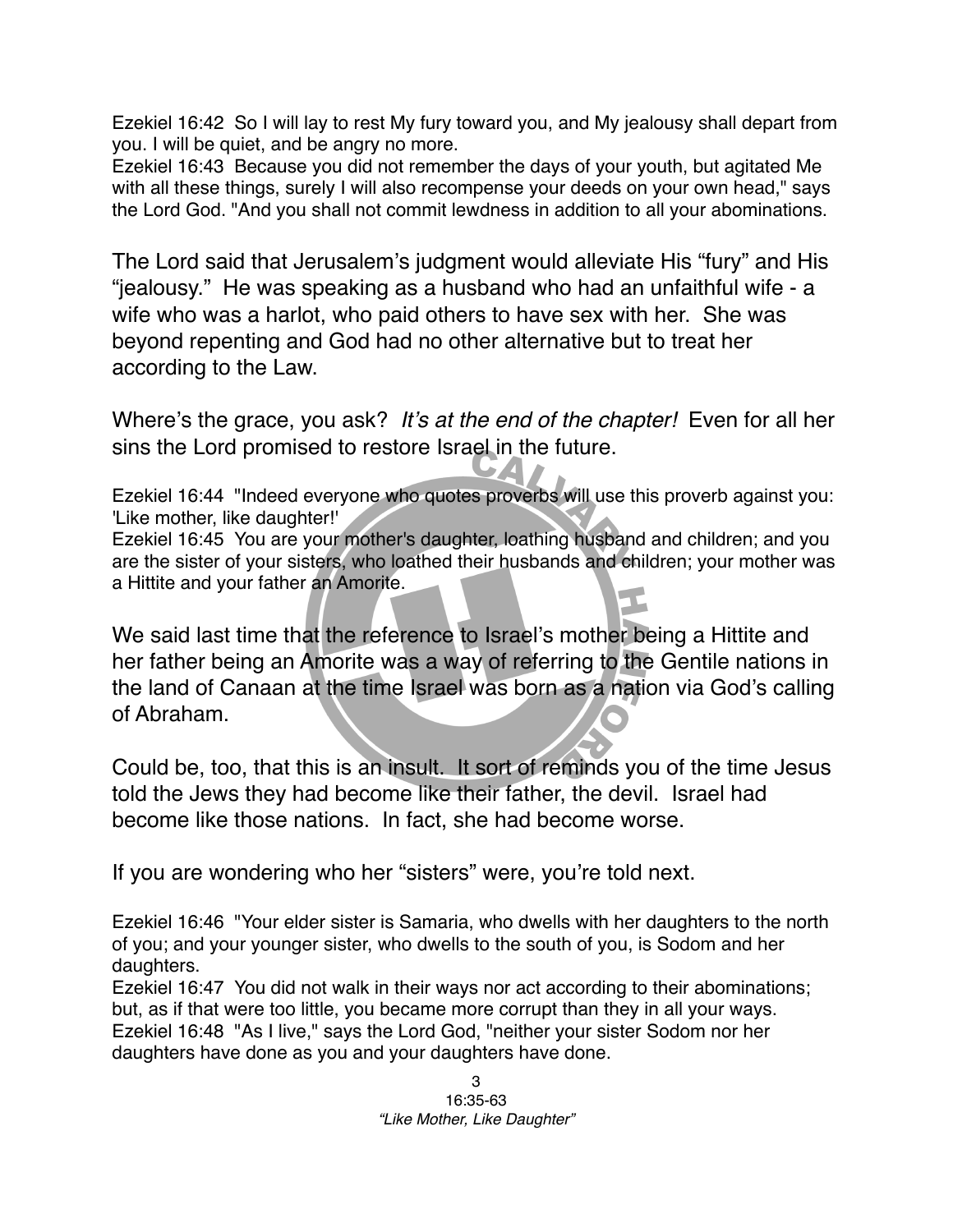Ezekiel 16:42 So I will lay to rest My fury toward you, and My jealousy shall depart from you. I will be quiet, and be angry no more.
Ezekiel 16:43 Because you did not remember the days of your youth, but agitated Me with all these things, surely I will also recompense your deeds on your own head," says the Lord God. "And you shall not commit lewdness in addition to all your abominations.

The Lord said that Jerusalem's judgment would alleviate His "fury" and His "jealousy." He was speaking as a husband who had an unfaithful wife - a wife who was a harlot, who paid others to have sex with her. She was beyond repenting and God had no other alternative but to treat her according to the Law.

Where's the grace, you ask? *It's at the end of the chapter!* Even for all her sins the Lord promised to restore Israel in the future.

Ezekiel 16:44 "Indeed everyone who quotes proverbs will use this proverb against you: 'Like mother, like daughter!'
Ezekiel 16:45 You are your mother's daughter, loathing husband and children; and you are the sister of your sisters, who loathed their husbands and children; your mother was a Hittite and your father an Amorite.

We said last time that the reference to Israel's mother being a Hittite and her father being an Amorite was a way of referring to the Gentile nations in the land of Canaan at the time Israel was born as a nation via God's calling of Abraham.

Could be, too, that this is an insult. It sort of reminds you of the time Jesus told the Jews they had become like their father, the devil. Israel had become like those nations. In fact, she had become worse.

If you are wondering who her "sisters" were, you're told next.

Ezekiel 16:46 "Your elder sister is Samaria, who dwells with her daughters to the north of you; and your younger sister, who dwells to the south of you, is Sodom and her daughters.
Ezekiel 16:47 You did not walk in their ways nor act according to their abominations; but, as if that were too little, you became more corrupt than they in all your ways.
Ezekiel 16:48 "As I live," says the Lord God, "neither your sister Sodom nor her daughters have done as you and your daughters have done.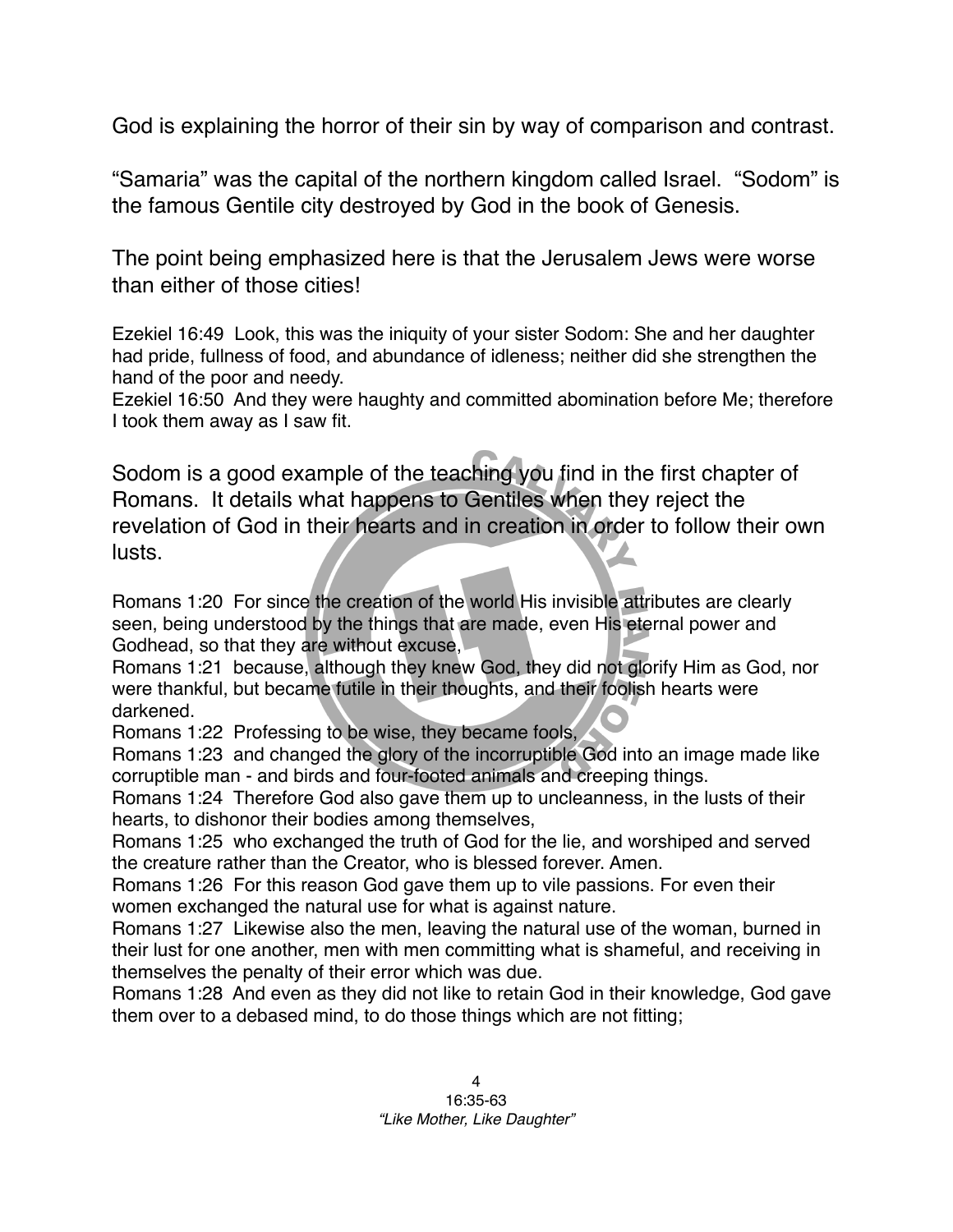God is explaining the horror of their sin by way of comparison and contrast.

"Samaria" was the capital of the northern kingdom called Israel. "Sodom" is the famous Gentile city destroyed by God in the book of Genesis.

The point being emphasized here is that the Jerusalem Jews were worse than either of those cities!

Ezekiel 16:49 Look, this was the iniquity of your sister Sodom: She and her daughter had pride, fullness of food, and abundance of idleness; neither did she strengthen the hand of the poor and needy.
Ezekiel 16:50 And they were haughty and committed abomination before Me; therefore I took them away as I saw fit.

Sodom is a good example of the teaching you find in the first chapter of Romans. It details what happens to Gentiles when they reject the revelation of God in their hearts and in creation in order to follow their own lusts.

Romans 1:20 For since the creation of the world His invisible attributes are clearly seen, being understood by the things that are made, even His eternal power and Godhead, so that they are without excuse,
Romans 1:21 because, although they knew God, they did not glorify Him as God, nor were thankful, but became futile in their thoughts, and their foolish hearts were darkened.
Romans 1:22 Professing to be wise, they became fools,
Romans 1:23 and changed the glory of the incorruptible God into an image made like corruptible man - and birds and four-footed animals and creeping things.
Romans 1:24 Therefore God also gave them up to uncleanness, in the lusts of their hearts, to dishonor their bodies among themselves,
Romans 1:25 who exchanged the truth of God for the lie, and worshiped and served the creature rather than the Creator, who is blessed forever. Amen.
Romans 1:26 For this reason God gave them up to vile passions. For even their women exchanged the natural use for what is against nature.
Romans 1:27 Likewise also the men, leaving the natural use of the woman, burned in their lust for one another, men with men committing what is shameful, and receiving in themselves the penalty of their error which was due.
Romans 1:28 And even as they did not like to retain God in their knowledge, God gave them over to a debased mind, to do those things which are not fitting;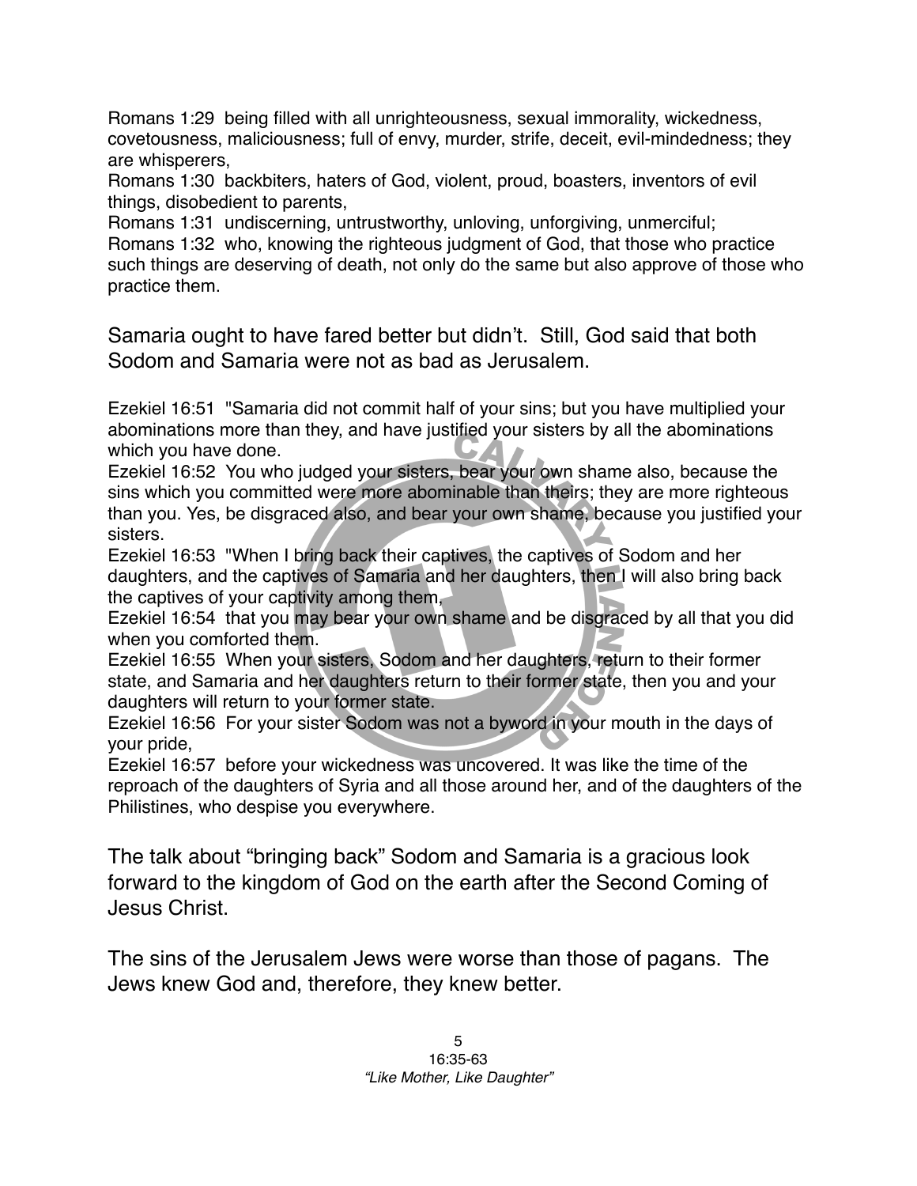Romans 1:29 being filled with all unrighteousness, sexual immorality, wickedness, covetousness, maliciousness; full of envy, murder, strife, deceit, evil-mindedness; they are whisperers,
Romans 1:30 backbiters, haters of God, violent, proud, boasters, inventors of evil things, disobedient to parents,
Romans 1:31 undiscerning, untrustworthy, unloving, unforgiving, unmerciful;
Romans 1:32 who, knowing the righteous judgment of God, that those who practice such things are deserving of death, not only do the same but also approve of those who practice them.

Samaria ought to have fared better but didn't. Still, God said that both Sodom and Samaria were not as bad as Jerusalem.

Ezekiel 16:51 "Samaria did not commit half of your sins; but you have multiplied your abominations more than they, and have justified your sisters by all the abominations which you have done.
Ezekiel 16:52 You who judged your sisters, bear your own shame also, because the sins which you committed were more abominable than theirs; they are more righteous than you. Yes, be disgraced also, and bear your own shame, because you justified your sisters.
Ezekiel 16:53 "When I bring back their captives, the captives of Sodom and her daughters, and the captives of Samaria and her daughters, then I will also bring back the captives of your captivity among them,
Ezekiel 16:54 that you may bear your own shame and be disgraced by all that you did when you comforted them.
Ezekiel 16:55 When your sisters, Sodom and her daughters, return to their former state, and Samaria and her daughters return to their former state, then you and your daughters will return to your former state.
Ezekiel 16:56 For your sister Sodom was not a byword in your mouth in the days of your pride,
Ezekiel 16:57 before your wickedness was uncovered. It was like the time of the reproach of the daughters of Syria and all those around her, and of the daughters of the Philistines, who despise you everywhere.

The talk about "bringing back" Sodom and Samaria is a gracious look forward to the kingdom of God on the earth after the Second Coming of Jesus Christ.

The sins of the Jerusalem Jews were worse than those of pagans. The Jews knew God and, therefore, they knew better.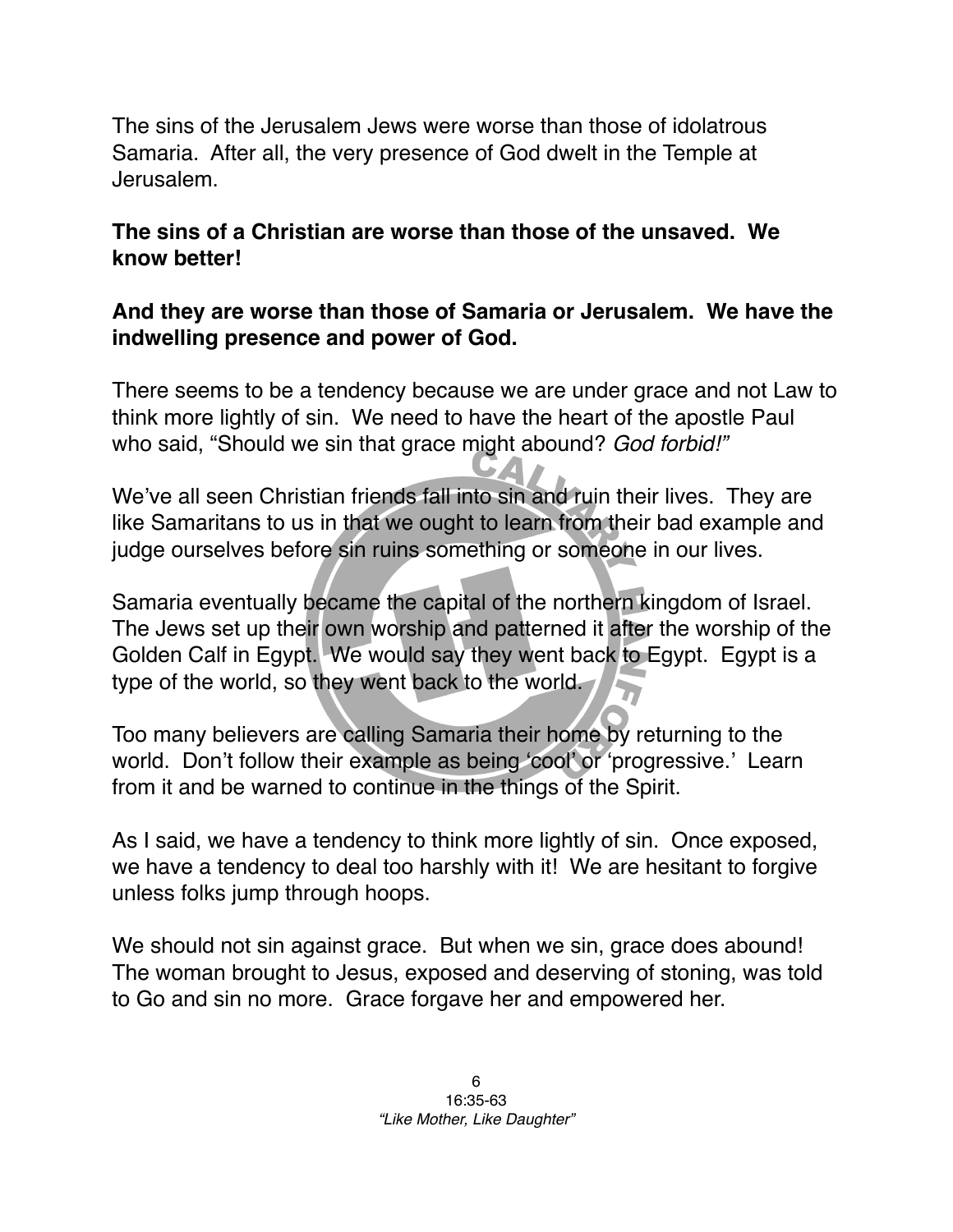The sins of the Jerusalem Jews were worse than those of idolatrous Samaria. After all, the very presence of God dwelt in the Temple at Jerusalem.

**The sins of a Christian are worse than those of the unsaved. We know better!**

**And they are worse than those of Samaria or Jerusalem. We have the indwelling presence and power of God.**

There seems to be a tendency because we are under grace and not Law to think more lightly of sin. We need to have the heart of the apostle Paul who said, "Should we sin that grace might abound? *God forbid!"*

We've all seen Christian friends fall into sin and ruin their lives. They are like Samaritans to us in that we ought to learn from their bad example and judge ourselves before sin ruins something or someone in our lives.

Samaria eventually became the capital of the northern kingdom of Israel. The Jews set up their own worship and patterned it after the worship of the Golden Calf in Egypt. We would say they went back to Egypt. Egypt is a type of the world, so they went back to the world.

Too many believers are calling Samaria their home by returning to the world. Don't follow their example as being 'cool' or 'progressive.' Learn from it and be warned to continue in the things of the Spirit.

As I said, we have a tendency to think more lightly of sin. Once exposed, we have a tendency to deal too harshly with it! We are hesitant to forgive unless folks jump through hoops.

We should not sin against grace. But when we sin, grace does abound! The woman brought to Jesus, exposed and deserving of stoning, was told to Go and sin no more. Grace forgave her and empowered her.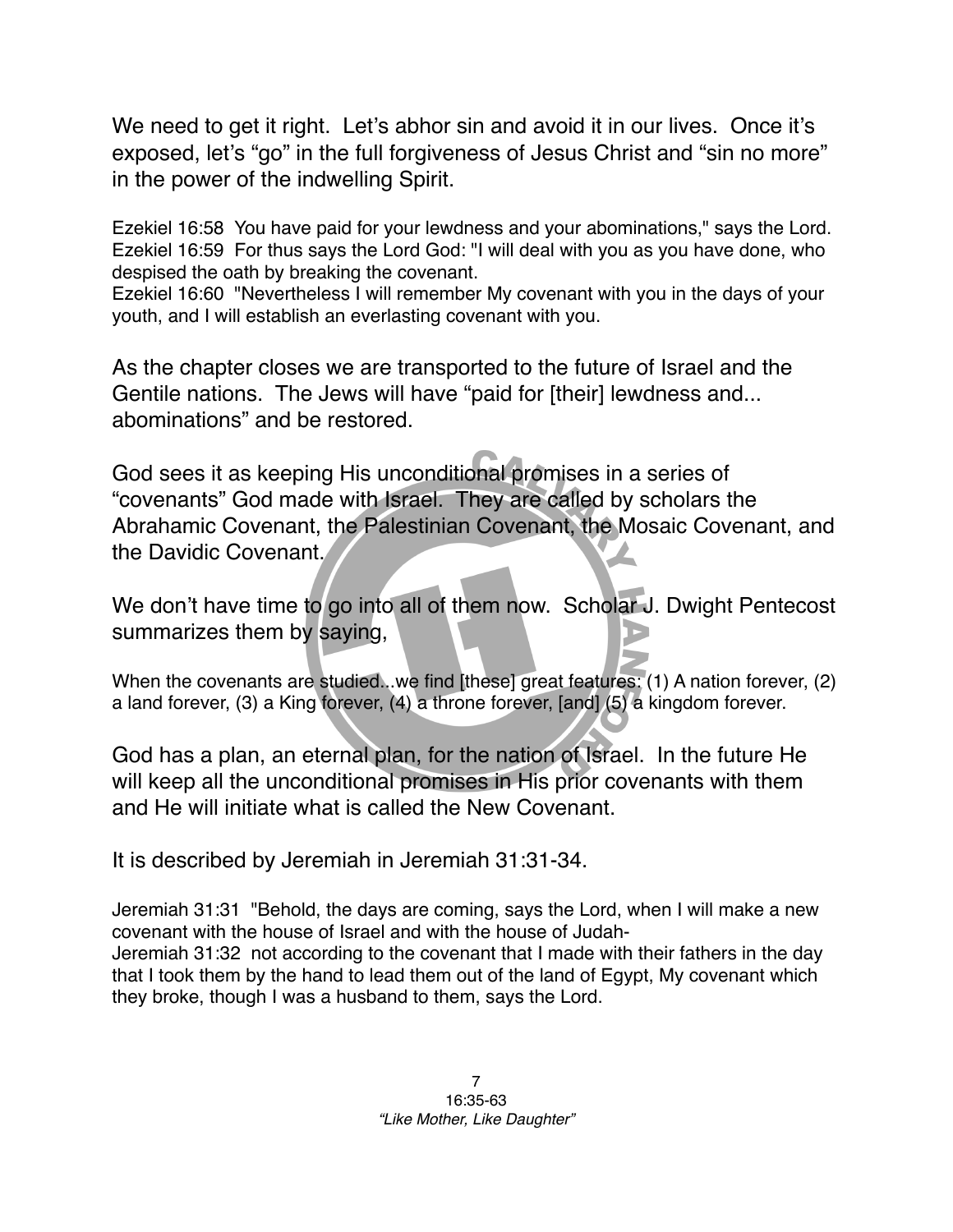We need to get it right. Let's abhor sin and avoid it in our lives. Once it's exposed, let's "go" in the full forgiveness of Jesus Christ and "sin no more" in the power of the indwelling Spirit.

Ezekiel 16:58 You have paid for your lewdness and your abominations," says the Lord.
Ezekiel 16:59 For thus says the Lord God: "I will deal with you as you have done, who despised the oath by breaking the covenant.
Ezekiel 16:60 "Nevertheless I will remember My covenant with you in the days of your youth, and I will establish an everlasting covenant with you.

As the chapter closes we are transported to the future of Israel and the Gentile nations. The Jews will have "paid for [their] lewdness and... abominations" and be restored.

God sees it as keeping His unconditional promises in a series of "covenants" God made with Israel. They are called by scholars the Abrahamic Covenant, the Palestinian Covenant, the Mosaic Covenant, and the Davidic Covenant.

We don't have time to go into all of them now. Scholar J. Dwight Pentecost summarizes them by saying,

When the covenants are studied...we find [these] great features: (1) A nation forever, (2) a land forever, (3) a King forever, (4) a throne forever, [and] (5) a kingdom forever.

God has a plan, an eternal plan, for the nation of Israel. In the future He will keep all the unconditional promises in His prior covenants with them and He will initiate what is called the New Covenant.

It is described by Jeremiah in Jeremiah 31:31-34.

Jeremiah 31:31 "Behold, the days are coming, says the Lord, when I will make a new covenant with the house of Israel and with the house of Judah-
Jeremiah 31:32 not according to the covenant that I made with their fathers in the day that I took them by the hand to lead them out of the land of Egypt, My covenant which they broke, though I was a husband to them, says the Lord.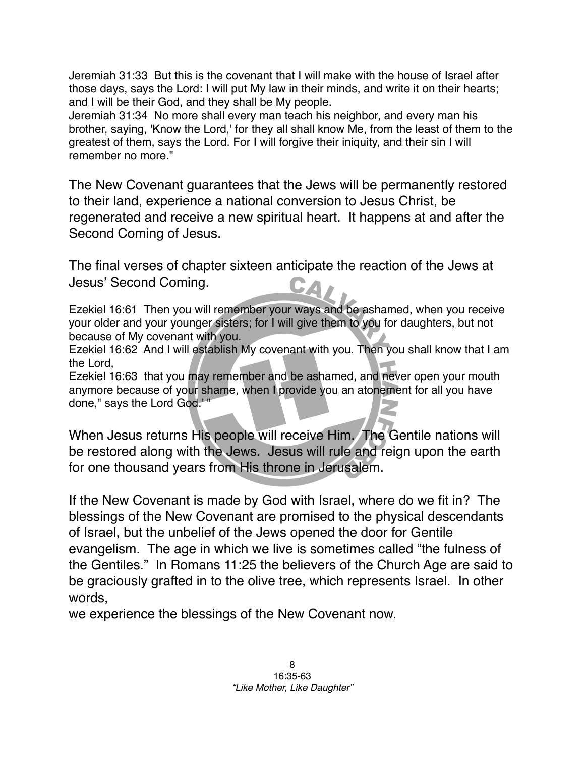Jeremiah 31:33 But this is the covenant that I will make with the house of Israel after those days, says the Lord: I will put My law in their minds, and write it on their hearts; and I will be their God, and they shall be My people.
Jeremiah 31:34 No more shall every man teach his neighbor, and every man his brother, saying, 'Know the Lord,' for they all shall know Me, from the least of them to the greatest of them, says the Lord. For I will forgive their iniquity, and their sin I will remember no more."

The New Covenant guarantees that the Jews will be permanently restored to their land, experience a national conversion to Jesus Christ, be regenerated and receive a new spiritual heart. It happens at and after the Second Coming of Jesus.

The final verses of chapter sixteen anticipate the reaction of the Jews at Jesus' Second Coming.

Ezekiel 16:61 Then you will remember your ways and be ashamed, when you receive your older and your younger sisters; for I will give them to you for daughters, but not because of My covenant with you.
Ezekiel 16:62 And I will establish My covenant with you. Then you shall know that I am the Lord,
Ezekiel 16:63 that you may remember and be ashamed, and never open your mouth anymore because of your shame, when I provide you an atonement for all you have done," says the Lord God.' "

When Jesus returns His people will receive Him. The Gentile nations will be restored along with the Jews. Jesus will rule and reign upon the earth for one thousand years from His throne in Jerusalem.

If the New Covenant is made by God with Israel, where do we fit in? The blessings of the New Covenant are promised to the physical descendants of Israel, but the unbelief of the Jews opened the door for Gentile evangelism. The age in which we live is sometimes called "the fulness of the Gentiles." In Romans 11:25 the believers of the Church Age are said to be graciously grafted in to the olive tree, which represents Israel. In other words,
we experience the blessings of the New Covenant now.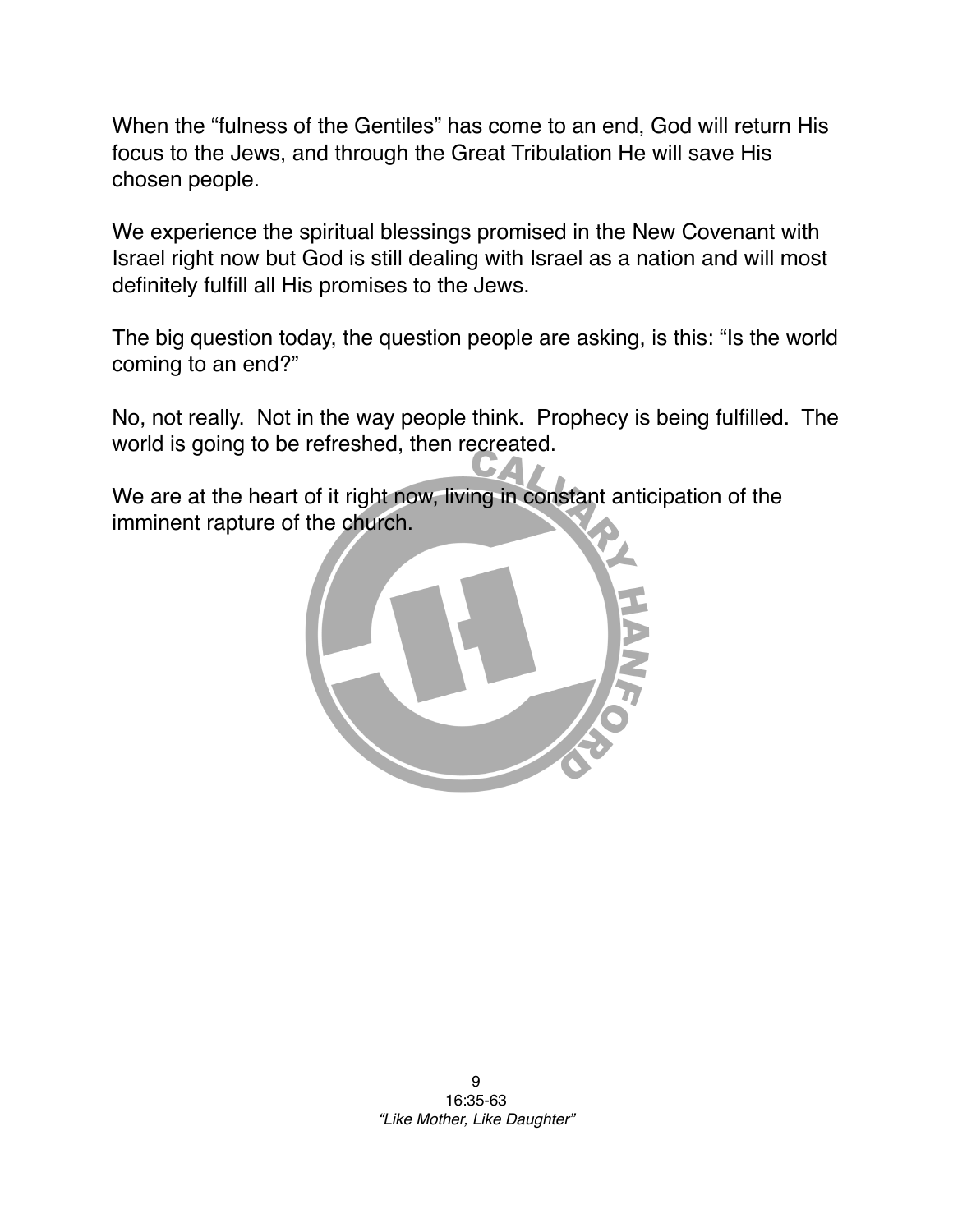When the “fulness of the Gentiles” has come to an end, God will return His focus to the Jews, and through the Great Tribulation He will save His chosen people.

We experience the spiritual blessings promised in the New Covenant with Israel right now but God is still dealing with Israel as a nation and will most definitely fulfill all His promises to the Jews.

The big question today, the question people are asking, is this: “Is the world coming to an end?”

No, not really. Not in the way people think. Prophecy is being fulfilled. The world is going to be refreshed, then recreated.

We are at the heart of it right now, living in constant anticipation of the imminent rapture of the church.